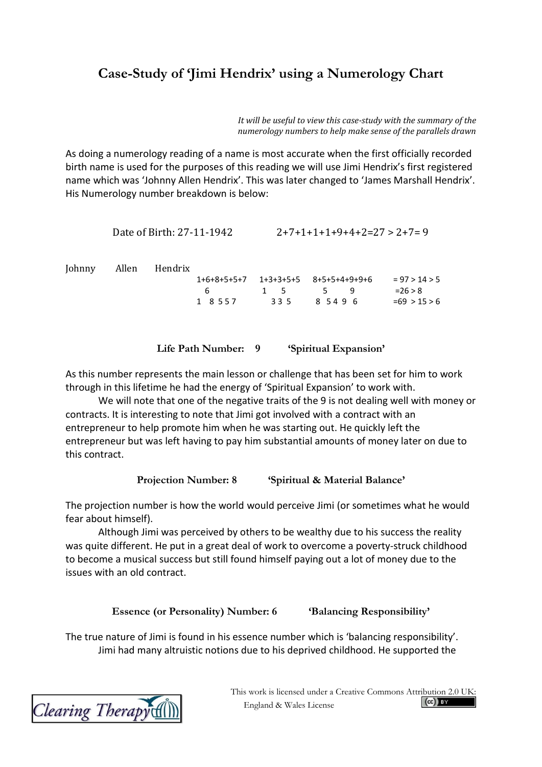# Case-Study of 'Jimi Hendrix' using a Numerology Chart

*It will be useful to view this case-study with the summary of the numerology numbers to help make sense of the parallels drawn*

As doing a numerology reading of a name is most accurate when the first officially recorded birth name is used for the purposes of this reading we will use Jimi Hendrix's first registered name which was 'Johnny Allen Hendrix'. This was later changed to 'James Marshall Hendrix'. His Numerology number breakdown is below:

Date of Birth: 27-11-1942 2+7+1+1+1+9+4+2=27 > 2+7= 9

| Johnny | Allen | Hendrix | |
|---|---|---|---|
| 1+6+8+5+5+7 | 1+3+3+5+5 | 8+5+5+4+9+9+6 | = 97 > 14 > 5 |
| 6 | 1 5 | 5 9 | =26 > 8 |
| 1 8 5 5 7 | 3 3 5 | 8 5 4 9 6 | =69 > 15 > 6 |

**Life Path Number: 9 'Spiritual Expansion'**

As this number represents the main lesson or challenge that has been set for him to work through in this lifetime he had the energy of 'Spiritual Expansion' to work with.

We will note that one of the negative traits of the 9 is not dealing well with money or contracts. It is interesting to note that Jimi got involved with a contract with an entrepreneur to help promote him when he was starting out. He quickly left the entrepreneur but was left having to pay him substantial amounts of money later on due to this contract.

**Projection Number: 8 'Spiritual & Material Balance'**

The projection number is how the world would perceive Jimi (or sometimes what he would fear about himself).

Although Jimi was perceived by others to be wealthy due to his success the reality was quite different. He put in a great deal of work to overcome a poverty-struck childhood to become a musical success but still found himself paying out a lot of money due to the issues with an old contract.

**Essence (or Personality) Number: 6 'Balancing Responsibility'**

The true nature of Jimi is found in his essence number which is 'balancing responsibility'.

Jimi had many altruistic notions due to his deprived childhood. He supported the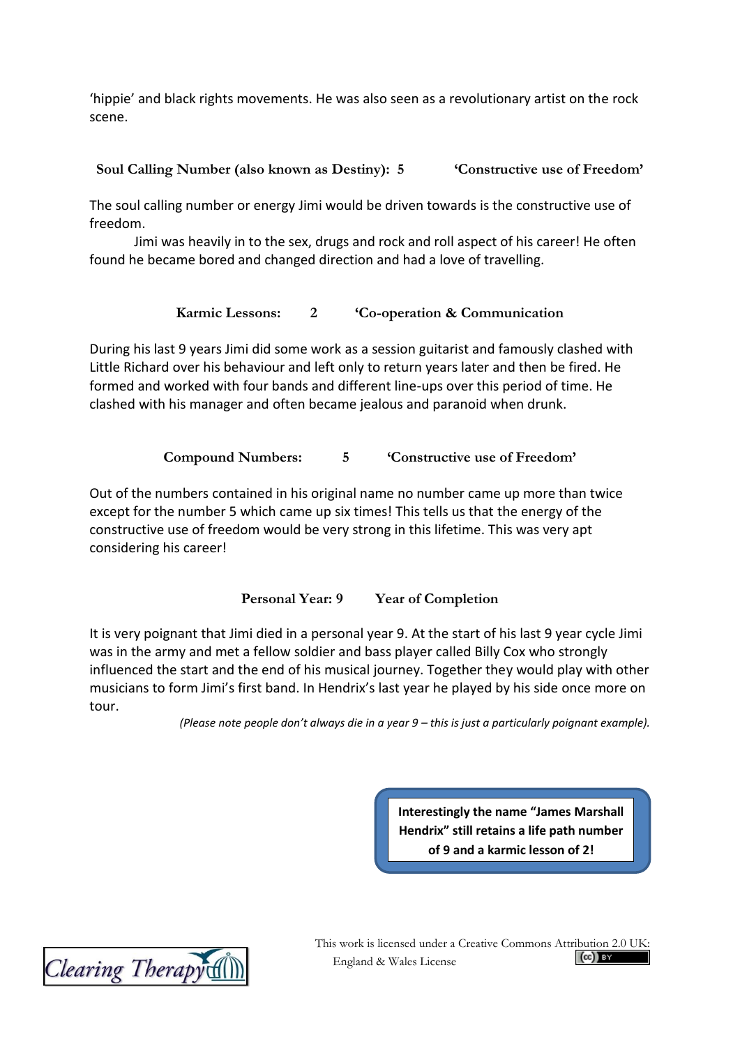'hippie' and black rights movements. He was also seen as a revolutionary artist on the rock scene.

**Soul Calling Number (also known as Destiny): 5 'Constructive use of Freedom'**

The soul calling number or energy Jimi would be driven towards is the constructive use of freedom.

Jimi was heavily in to the sex, drugs and rock and roll aspect of his career! He often found he became bored and changed direction and had a love of travelling.

**Karmic Lessons: 2 'Co-operation & Communication**

During his last 9 years Jimi did some work as a session guitarist and famously clashed with Little Richard over his behaviour and left only to return years later and then be fired. He formed and worked with four bands and different line-ups over this period of time. He clashed with his manager and often became jealous and paranoid when drunk.

**Compound Numbers: 5 'Constructive use of Freedom'**

Out of the numbers contained in his original name no number came up more than twice except for the number 5 which came up six times! This tells us that the energy of the constructive use of freedom would be very strong in this lifetime. This was very apt considering his career!

**Personal Year: 9 Year of Completion**

It is very poignant that Jimi died in a personal year 9. At the start of his last 9 year cycle Jimi was in the army and met a fellow soldier and bass player called Billy Cox who strongly influenced the start and the end of his musical journey. Together they would play with other musicians to form Jimi's first band. In Hendrix's last year he played by his side once more on tour.

*(Please note people don't always die in a year 9 – this is just a particularly poignant example).*

**Interestingly the name "James Marshall Hendrix" still retains a life path number of 9 and a karmic lesson of 2!**

Clearing Therapy

This work is licensed under a Creative Commons Attribution 2.0 UK: England & Wales License